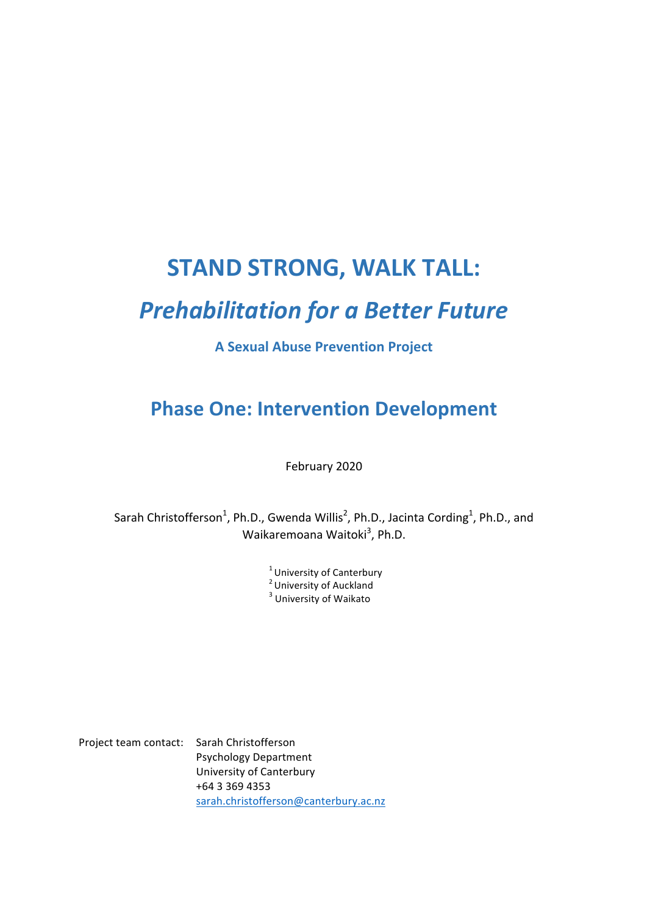# STAND STRONG, WALK TALL:

## *Prehabilitation for a Better Future*

**A Sexual Abuse Prevention Project**

## Phase One: Intervention Development

February 2020

Sarah Christofferson[1], Ph.D., Gwenda Willis[2], Ph.D., Jacinta Cording[1], Ph.D., and Waikaremoana Waitoki[3], Ph.D.

[1] University of Canterbury
[2] University of Auckland
[3] University of Waikato

Project team contact: Sarah Christofferson
Psychology Department
University of Canterbury
+64 3 369 4353
sarah.christofferson@canterbury.ac.nz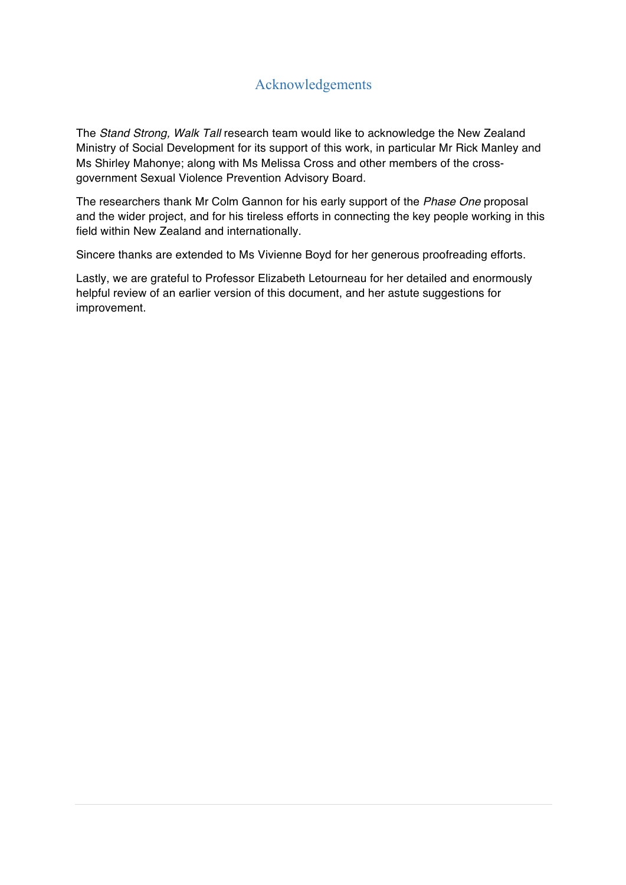# Acknowledgements

The *Stand Strong, Walk Tall* research team would like to acknowledge the New Zealand Ministry of Social Development for its support of this work, in particular Mr Rick Manley and Ms Shirley Mahonye; along with Ms Melissa Cross and other members of the cross-government Sexual Violence Prevention Advisory Board.

The researchers thank Mr Colm Gannon for his early support of the *Phase One* proposal and the wider project, and for his tireless efforts in connecting the key people working in this field within New Zealand and internationally.

Sincere thanks are extended to Ms Vivienne Boyd for her generous proofreading efforts.

Lastly, we are grateful to Professor Elizabeth Letourneau for her detailed and enormously helpful review of an earlier version of this document, and her astute suggestions for improvement.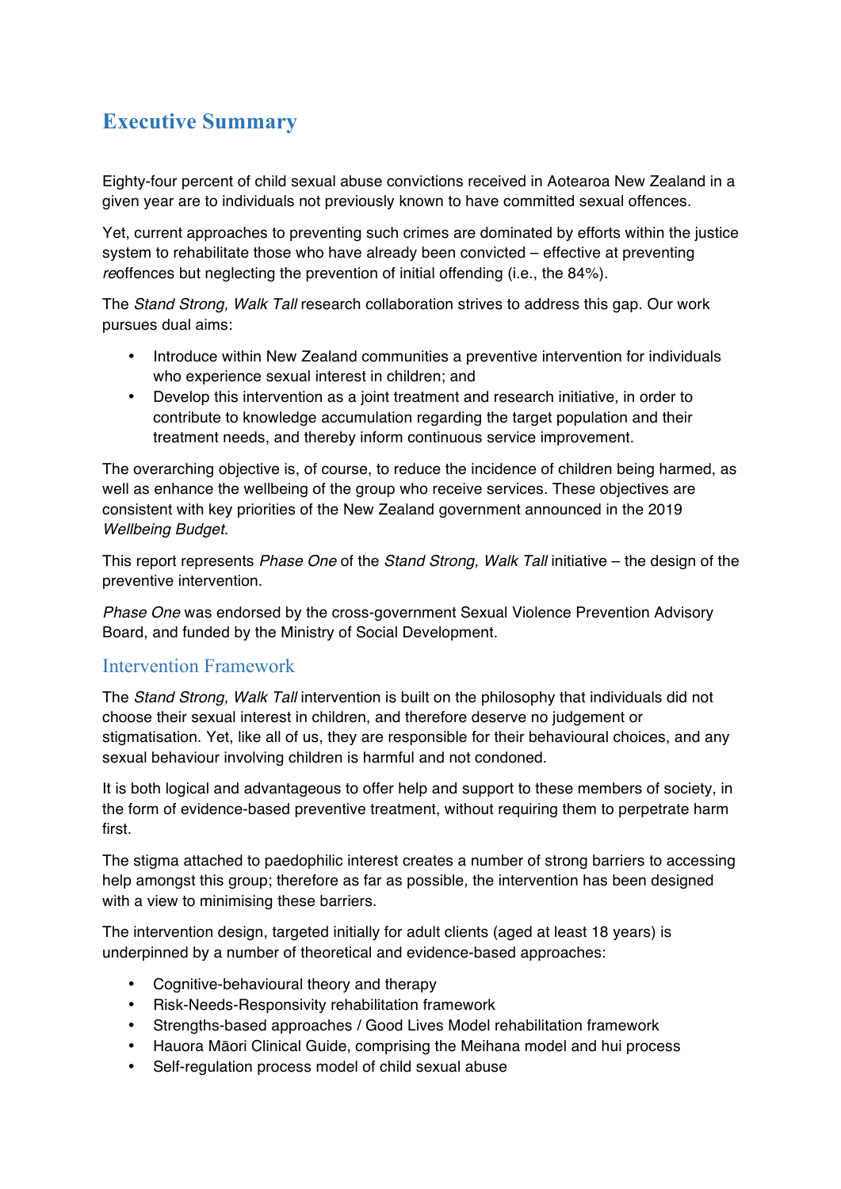# Executive Summary

Eighty-four percent of child sexual abuse convictions received in Aotearoa New Zealand in a given year are to individuals not previously known to have committed sexual offences.

Yet, current approaches to preventing such crimes are dominated by efforts within the justice system to rehabilitate those who have already been convicted – effective at preventing *re*offences but neglecting the prevention of initial offending (i.e., the 84%).

The *Stand Strong, Walk Tall* research collaboration strives to address this gap. Our work pursues dual aims:

- Introduce within New Zealand communities a preventive intervention for individuals who experience sexual interest in children; and
- Develop this intervention as a joint treatment and research initiative, in order to contribute to knowledge accumulation regarding the target population and their treatment needs, and thereby inform continuous service improvement.

The overarching objective is, of course, to reduce the incidence of children being harmed, as well as enhance the wellbeing of the group who receive services. These objectives are consistent with key priorities of the New Zealand government announced in the 2019 *Wellbeing Budget*.

This report represents *Phase One* of the *Stand Strong, Walk Tall* initiative – the design of the preventive intervention.

*Phase One* was endorsed by the cross-government Sexual Violence Prevention Advisory Board, and funded by the Ministry of Social Development.

## Intervention Framework

The *Stand Strong, Walk Tall* intervention is built on the philosophy that individuals did not choose their sexual interest in children, and therefore deserve no judgement or stigmatisation. Yet, like all of us, they are responsible for their behavioural choices, and any sexual behaviour involving children is harmful and not condoned.

It is both logical and advantageous to offer help and support to these members of society, in the form of evidence-based preventive treatment, without requiring them to perpetrate harm first.

The stigma attached to paedophilic interest creates a number of strong barriers to accessing help amongst this group; therefore as far as possible, the intervention has been designed with a view to minimising these barriers.

The intervention design, targeted initially for adult clients (aged at least 18 years) is underpinned by a number of theoretical and evidence-based approaches:

- Cognitive-behavioural theory and therapy
- Risk-Needs-Responsivity rehabilitation framework
- Strengths-based approaches / Good Lives Model rehabilitation framework
- Hauora Māori Clinical Guide, comprising the Meihana model and hui process
- Self-regulation process model of child sexual abuse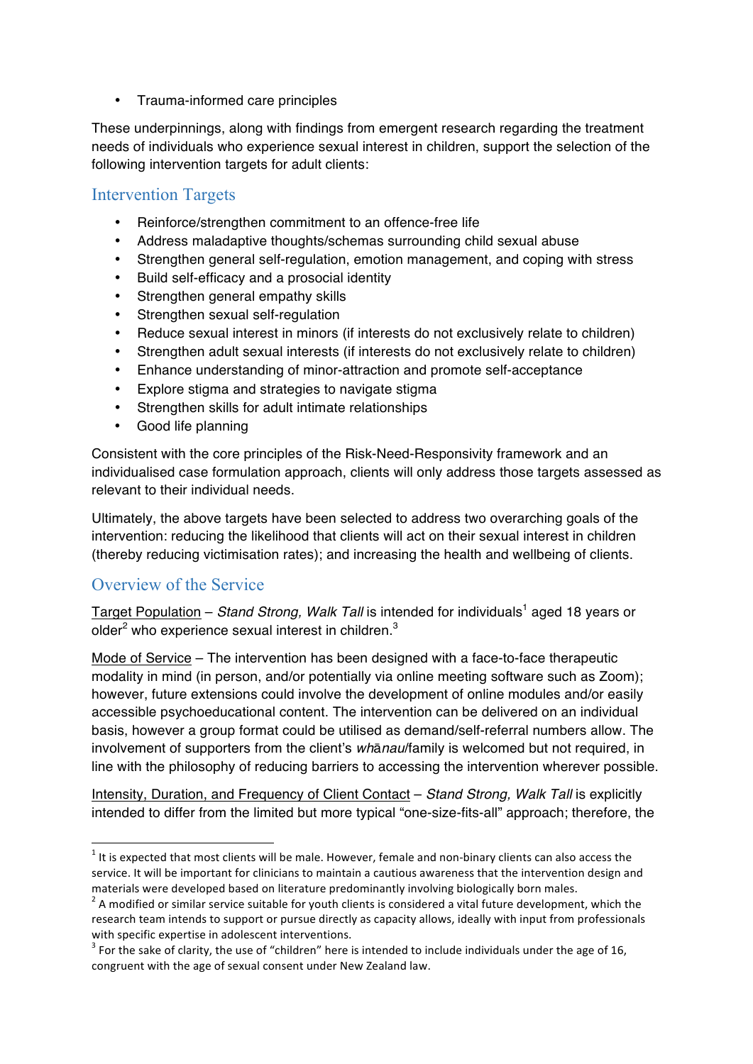- Trauma-informed care principles

These underpinnings, along with findings from emergent research regarding the treatment needs of individuals who experience sexual interest in children, support the selection of the following intervention targets for adult clients:

## Intervention Targets

- Reinforce/strengthen commitment to an offence-free life
- Address maladaptive thoughts/schemas surrounding child sexual abuse
- Strengthen general self-regulation, emotion management, and coping with stress
- Build self-efficacy and a prosocial identity
- Strengthen general empathy skills
- Strengthen sexual self-regulation
- Reduce sexual interest in minors (if interests do not exclusively relate to children)
- Strengthen adult sexual interests (if interests do not exclusively relate to children)
- Enhance understanding of minor-attraction and promote self-acceptance
- Explore stigma and strategies to navigate stigma
- Strengthen skills for adult intimate relationships
- Good life planning

Consistent with the core principles of the Risk-Need-Responsivity framework and an individualised case formulation approach, clients will only address those targets assessed as relevant to their individual needs.

Ultimately, the above targets have been selected to address two overarching goals of the intervention: reducing the likelihood that clients will act on their sexual interest in children (thereby reducing victimisation rates); and increasing the health and wellbeing of clients.

## Overview of the Service

Target Population – *Stand Strong, Walk Tall* is intended for individuals[1] aged 18 years or older[2] who experience sexual interest in children.[3]

Mode of Service – The intervention has been designed with a face-to-face therapeutic modality in mind (in person, and/or potentially via online meeting software such as Zoom); however, future extensions could involve the development of online modules and/or easily accessible psychoeducational content. The intervention can be delivered on an individual basis, however a group format could be utilised as demand/self-referral numbers allow. The involvement of supporters from the client's *whānau*/family is welcomed but not required, in line with the philosophy of reducing barriers to accessing the intervention wherever possible.

Intensity, Duration, and Frequency of Client Contact – *Stand Strong, Walk Tall* is explicitly intended to differ from the limited but more typical "one-size-fits-all" approach; therefore, the

---

[1] It is expected that most clients will be male. However, female and non-binary clients can also access the service. It will be important for clinicians to maintain a cautious awareness that the intervention design and materials were developed based on literature predominantly involving biologically born males.

[2] A modified or similar service suitable for youth clients is considered a vital future development, which the research team intends to support or pursue directly as capacity allows, ideally with input from professionals with specific expertise in adolescent interventions.

[3] For the sake of clarity, the use of "children" here is intended to include individuals under the age of 16, congruent with the age of sexual consent under New Zealand law.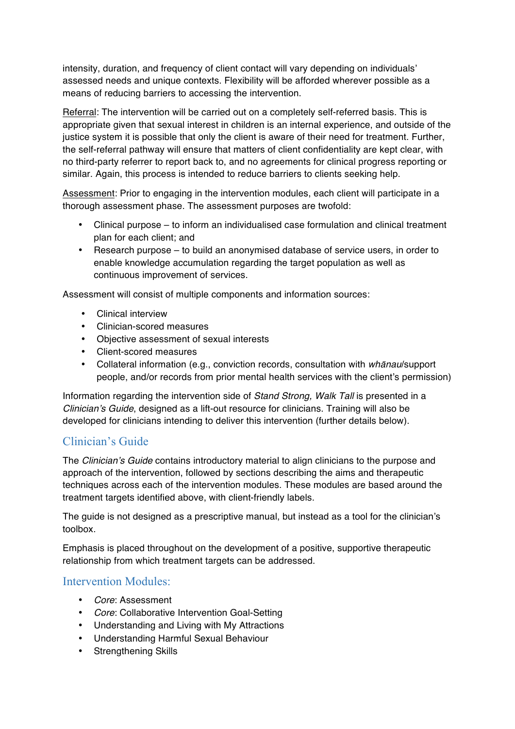intensity, duration, and frequency of client contact will vary depending on individuals' assessed needs and unique contexts. Flexibility will be afforded wherever possible as a means of reducing barriers to accessing the intervention.

<u>Referral</u>: The intervention will be carried out on a completely self-referred basis. This is appropriate given that sexual interest in children is an internal experience, and outside of the justice system it is possible that only the client is aware of their need for treatment. Further, the self-referral pathway will ensure that matters of client confidentiality are kept clear, with no third-party referrer to report back to, and no agreements for clinical progress reporting or similar. Again, this process is intended to reduce barriers to clients seeking help.

<u>Assessment</u>: Prior to engaging in the intervention modules, each client will participate in a thorough assessment phase. The assessment purposes are twofold:

- Clinical purpose – to inform an individualised case formulation and clinical treatment plan for each client; and
- Research purpose – to build an anonymised database of service users, in order to enable knowledge accumulation regarding the target population as well as continuous improvement of services.

Assessment will consist of multiple components and information sources:

- Clinical interview
- Clinician-scored measures
- Objective assessment of sexual interests
- Client-scored measures
- Collateral information (e.g., conviction records, consultation with *whānau*/support people, and/or records from prior mental health services with the client's permission)

Information regarding the intervention side of *Stand Strong, Walk Tall* is presented in a *Clinician's Guide*, designed as a lift-out resource for clinicians. Training will also be developed for clinicians intending to deliver this intervention (further details below).

## Clinician's Guide

The *Clinician's Guide* contains introductory material to align clinicians to the purpose and approach of the intervention, followed by sections describing the aims and therapeutic techniques across each of the intervention modules. These modules are based around the treatment targets identified above, with client-friendly labels.

The guide is not designed as a prescriptive manual, but instead as a tool for the clinician's toolbox.

Emphasis is placed throughout on the development of a positive, supportive therapeutic relationship from which treatment targets can be addressed.

## Intervention Modules:

- *Core*: Assessment
- *Core*: Collaborative Intervention Goal-Setting
- Understanding and Living with My Attractions
- Understanding Harmful Sexual Behaviour
- Strengthening Skills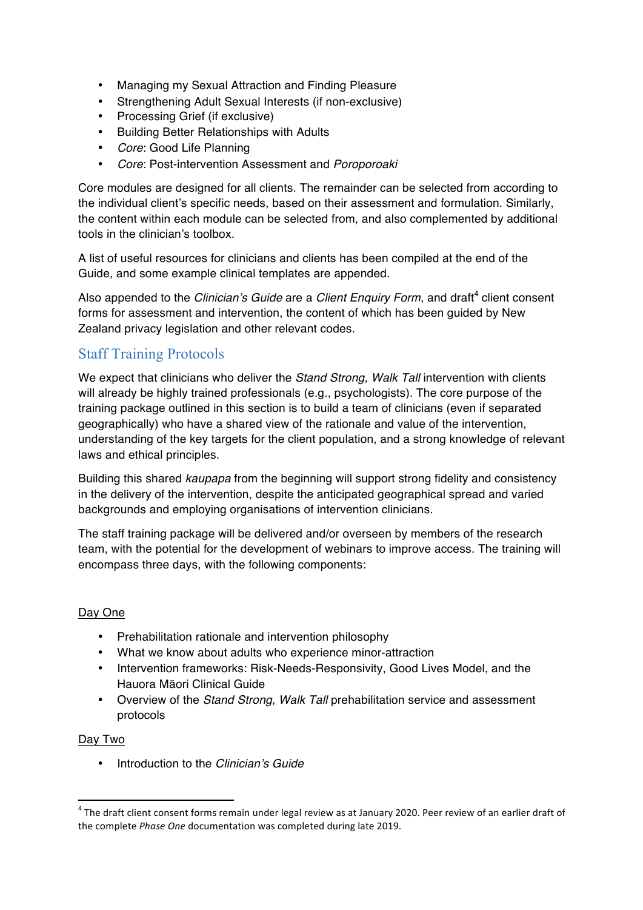- Managing my Sexual Attraction and Finding Pleasure
- Strengthening Adult Sexual Interests (if non-exclusive)
- Processing Grief (if exclusive)
- Building Better Relationships with Adults
- *Core*: Good Life Planning
- *Core*: Post-intervention Assessment and *Poroporoaki*

Core modules are designed for all clients. The remainder can be selected from according to the individual client's specific needs, based on their assessment and formulation. Similarly, the content within each module can be selected from, and also complemented by additional tools in the clinician's toolbox.

A list of useful resources for clinicians and clients has been compiled at the end of the Guide, and some example clinical templates are appended.

Also appended to the *Clinician's Guide* are a *Client Enquiry Form*, and draft[4] client consent forms for assessment and intervention, the content of which has been guided by New Zealand privacy legislation and other relevant codes.

## Staff Training Protocols

We expect that clinicians who deliver the *Stand Strong, Walk Tall* intervention with clients will already be highly trained professionals (e.g., psychologists). The core purpose of the training package outlined in this section is to build a team of clinicians (even if separated geographically) who have a shared view of the rationale and value of the intervention, understanding of the key targets for the client population, and a strong knowledge of relevant laws and ethical principles.

Building this shared *kaupapa* from the beginning will support strong fidelity and consistency in the delivery of the intervention, despite the anticipated geographical spread and varied backgrounds and employing organisations of intervention clinicians.

The staff training package will be delivered and/or overseen by members of the research team, with the potential for the development of webinars to improve access. The training will encompass three days, with the following components:

<u>Day One</u>

- Prehabilitation rationale and intervention philosophy
- What we know about adults who experience minor-attraction
- Intervention frameworks: Risk-Needs-Responsivity, Good Lives Model, and the Hauora Māori Clinical Guide
- Overview of the *Stand Strong, Walk Tall* prehabilitation service and assessment protocols

<u>Day Two</u>

- Introduction to the *Clinician's Guide*

[4] The draft client consent forms remain under legal review as at January 2020. Peer review of an earlier draft of the complete *Phase One* documentation was completed during late 2019.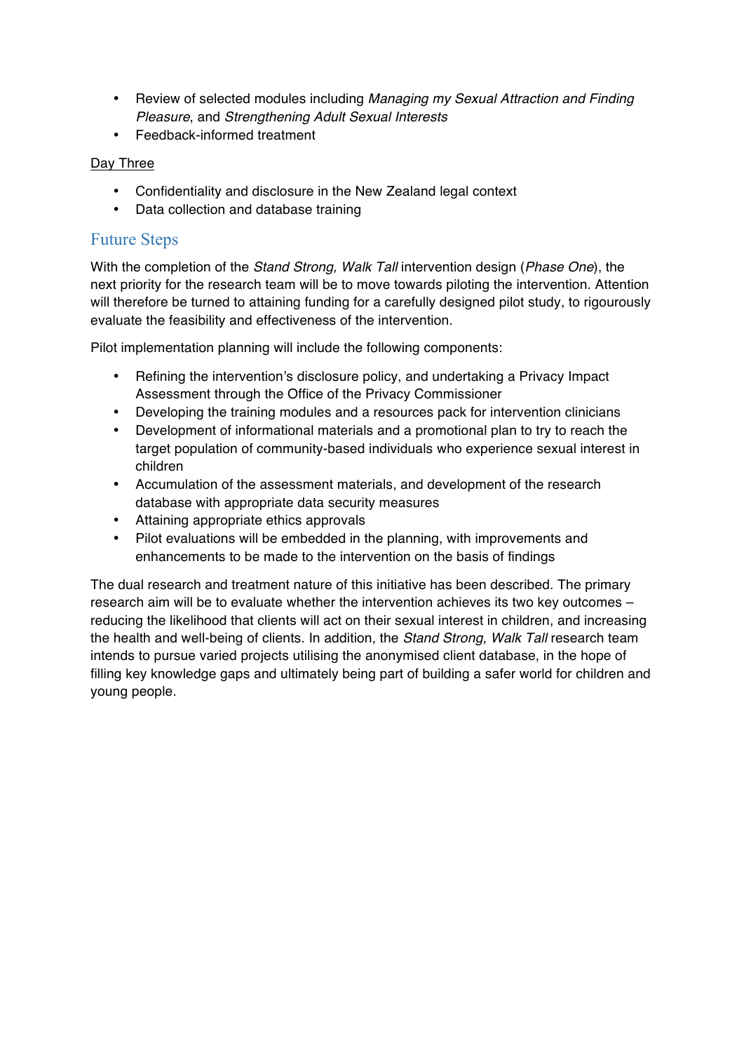- Review of selected modules including *Managing my Sexual Attraction and Finding Pleasure*, and *Strengthening Adult Sexual Interests*
- Feedback-informed treatment

<u>Day Three</u>

- Confidentiality and disclosure in the New Zealand legal context
- Data collection and database training

## Future Steps

With the completion of the *Stand Strong, Walk Tall* intervention design (*Phase One*), the next priority for the research team will be to move towards piloting the intervention. Attention will therefore be turned to attaining funding for a carefully designed pilot study, to rigourously evaluate the feasibility and effectiveness of the intervention.

Pilot implementation planning will include the following components:

- Refining the intervention's disclosure policy, and undertaking a Privacy Impact Assessment through the Office of the Privacy Commissioner
- Developing the training modules and a resources pack for intervention clinicians
- Development of informational materials and a promotional plan to try to reach the target population of community-based individuals who experience sexual interest in children
- Accumulation of the assessment materials, and development of the research database with appropriate data security measures
- Attaining appropriate ethics approvals
- Pilot evaluations will be embedded in the planning, with improvements and enhancements to be made to the intervention on the basis of findings

The dual research and treatment nature of this initiative has been described. The primary research aim will be to evaluate whether the intervention achieves its two key outcomes – reducing the likelihood that clients will act on their sexual interest in children, and increasing the health and well-being of clients. In addition, the *Stand Strong, Walk Tall* research team intends to pursue varied projects utilising the anonymised client database, in the hope of filling key knowledge gaps and ultimately being part of building a safer world for children and young people.